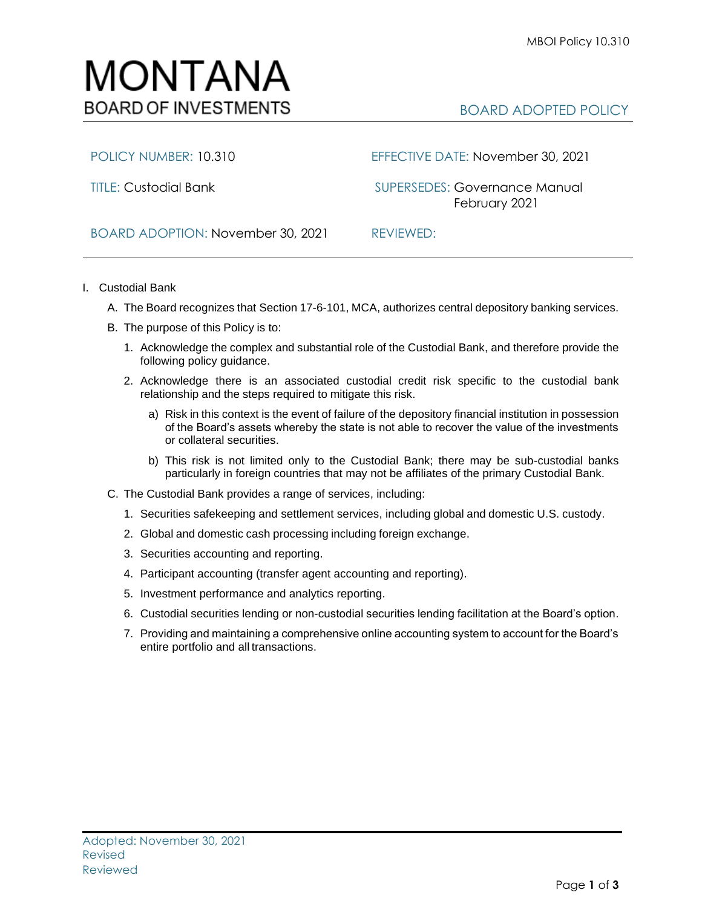# MONTANA
## BOARD OF INVESTMENTS

BOARD ADOPTED POLICY

| | |
|---|---|
| POLICY NUMBER: 10.310 | EFFECTIVE DATE: November 30, 2021 |
| TITLE: Custodial Bank | SUPERSEDES: Governance Manual February 2021 |
| BOARD ADOPTION: November 30, 2021 | REVIEWED: |

I. Custodial Bank

A. The Board recognizes that Section 17-6-101, MCA, authorizes central depository banking services.

B. The purpose of this Policy is to:

1. Acknowledge the complex and substantial role of the Custodial Bank, and therefore provide the following policy guidance.

2. Acknowledge there is an associated custodial credit risk specific to the custodial bank relationship and the steps required to mitigate this risk.

   a) Risk in this context is the event of failure of the depository financial institution in possession of the Board's assets whereby the state is not able to recover the value of the investments or collateral securities.

   b) This risk is not limited only to the Custodial Bank; there may be sub-custodial banks particularly in foreign countries that may not be affiliates of the primary Custodial Bank.

C. The Custodial Bank provides a range of services, including:

1. Securities safekeeping and settlement services, including global and domestic U.S. custody.

2. Global and domestic cash processing including foreign exchange.

3. Securities accounting and reporting.

4. Participant accounting (transfer agent accounting and reporting).

5. Investment performance and analytics reporting.

6. Custodial securities lending or non-custodial securities lending facilitation at the Board's option.

7. Providing and maintaining a comprehensive online accounting system to account for the Board's entire portfolio and all transactions.

Adopted: November 30, 2021
Revised
Reviewed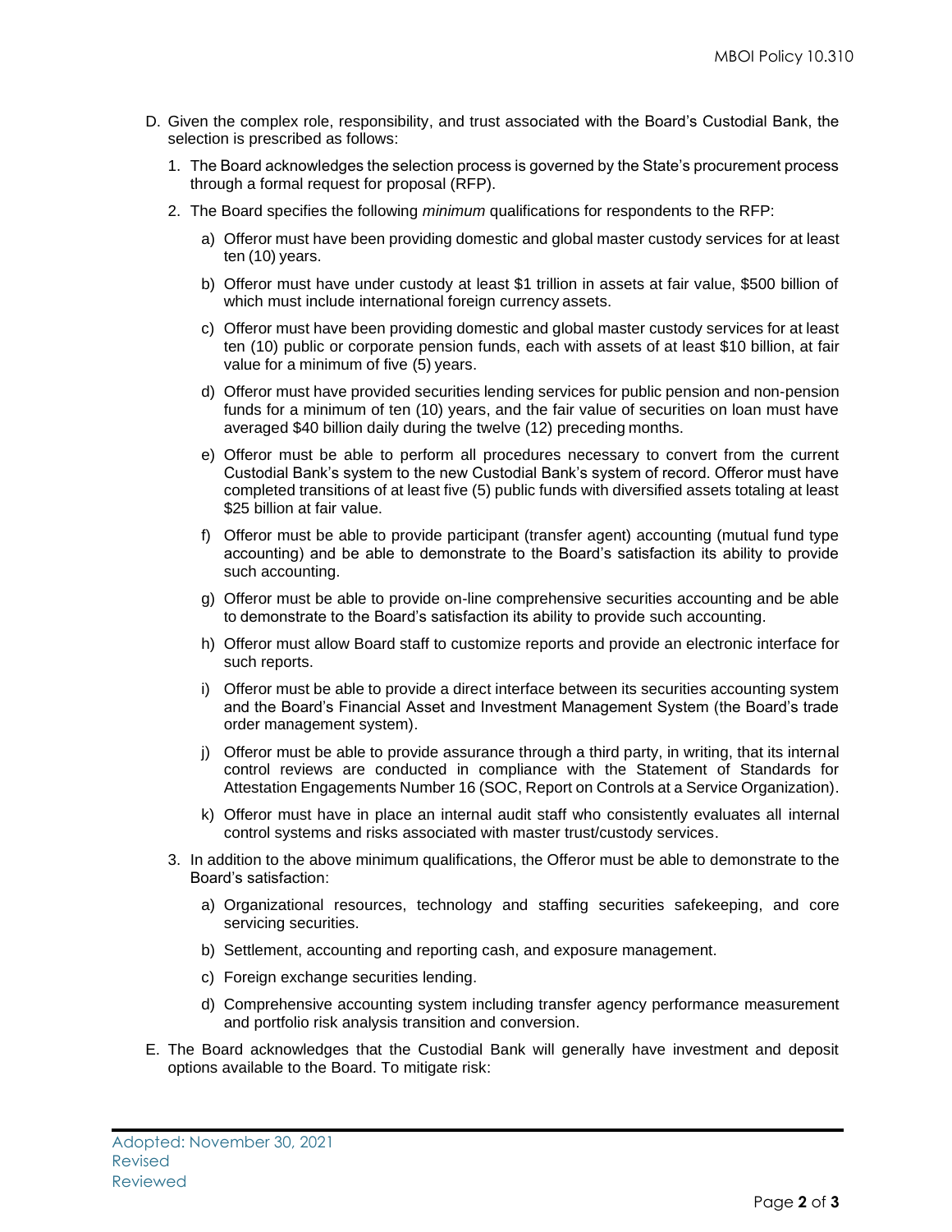D. Given the complex role, responsibility, and trust associated with the Board's Custodial Bank, the selection is prescribed as follows:

   1. The Board acknowledges the selection process is governed by the State's procurement process through a formal request for proposal (RFP).

   2. The Board specifies the following *minimum* qualifications for respondents to the RFP:

      a) Offeror must have been providing domestic and global master custody services for at least ten (10) years.

      b) Offeror must have under custody at least $1 trillion in assets at fair value, $500 billion of which must include international foreign currency assets.

      c) Offeror must have been providing domestic and global master custody services for at least ten (10) public or corporate pension funds, each with assets of at least $10 billion, at fair value for a minimum of five (5) years.

      d) Offeror must have provided securities lending services for public pension and non-pension funds for a minimum of ten (10) years, and the fair value of securities on loan must have averaged $40 billion daily during the twelve (12) preceding months.

      e) Offeror must be able to perform all procedures necessary to convert from the current Custodial Bank's system to the new Custodial Bank's system of record. Offeror must have completed transitions of at least five (5) public funds with diversified assets totaling at least $25 billion at fair value.

      f) Offeror must be able to provide participant (transfer agent) accounting (mutual fund type accounting) and be able to demonstrate to the Board's satisfaction its ability to provide such accounting.

      g) Offeror must be able to provide on-line comprehensive securities accounting and be able to demonstrate to the Board's satisfaction its ability to provide such accounting.

      h) Offeror must allow Board staff to customize reports and provide an electronic interface for such reports.

      i) Offeror must be able to provide a direct interface between its securities accounting system and the Board's Financial Asset and Investment Management System (the Board's trade order management system).

      j) Offeror must be able to provide assurance through a third party, in writing, that its internal control reviews are conducted in compliance with the Statement of Standards for Attestation Engagements Number 16 (SOC, Report on Controls at a Service Organization).

      k) Offeror must have in place an internal audit staff who consistently evaluates all internal control systems and risks associated with master trust/custody services.

   3. In addition to the above minimum qualifications, the Offeror must be able to demonstrate to the Board's satisfaction:

      a) Organizational resources, technology and staffing securities safekeeping, and core servicing securities.

      b) Settlement, accounting and reporting cash, and exposure management.

      c) Foreign exchange securities lending.

      d) Comprehensive accounting system including transfer agency performance measurement and portfolio risk analysis transition and conversion.

E. The Board acknowledges that the Custodial Bank will generally have investment and deposit options available to the Board. To mitigate risk:

Adopted: November 30, 2021
Revised
Reviewed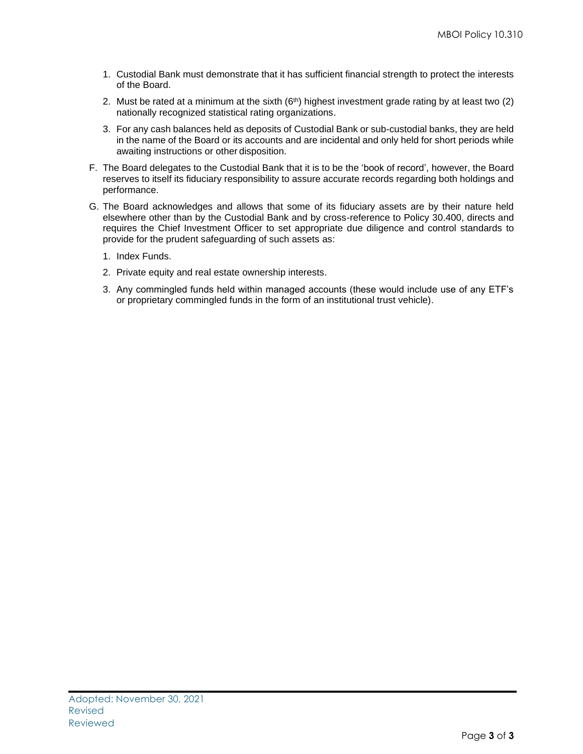1. Custodial Bank must demonstrate that it has sufficient financial strength to protect the interests of the Board.
2. Must be rated at a minimum at the sixth (6th) highest investment grade rating by at least two (2) nationally recognized statistical rating organizations.
3. For any cash balances held as deposits of Custodial Bank or sub-custodial banks, they are held in the name of the Board or its accounts and are incidental and only held for short periods while awaiting instructions or other disposition.

F. The Board delegates to the Custodial Bank that it is to be the 'book of record', however, the Board reserves to itself its fiduciary responsibility to assure accurate records regarding both holdings and performance.

G. The Board acknowledges and allows that some of its fiduciary assets are by their nature held elsewhere other than by the Custodial Bank and by cross-reference to Policy 30.400, directs and requires the Chief Investment Officer to set appropriate due diligence and control standards to provide for the prudent safeguarding of such assets as:

1. Index Funds.
2. Private equity and real estate ownership interests.
3. Any commingled funds held within managed accounts (these would include use of any ETF's or proprietary commingled funds in the form of an institutional trust vehicle).

Adopted: November 30, 2021
Revised
Reviewed